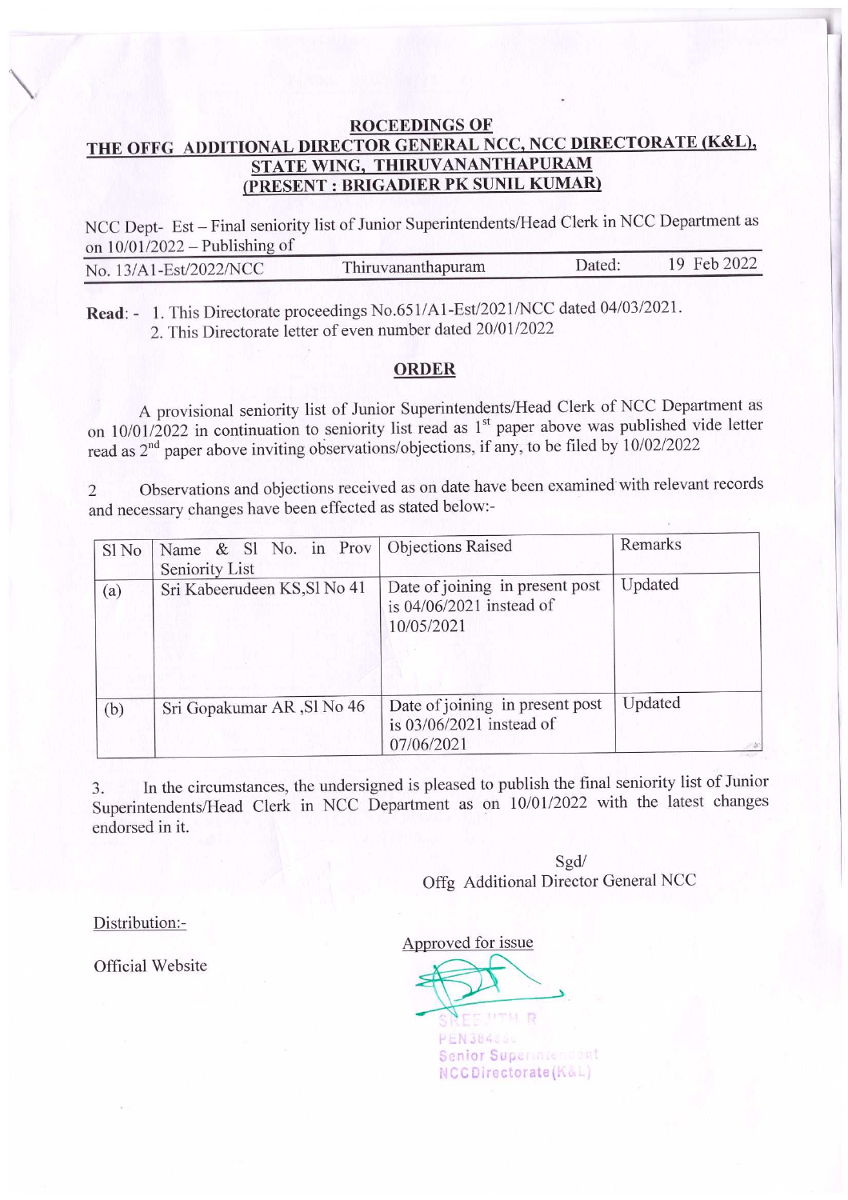**ROCEEDINGS OF**

**THE OFFG ADDITIONAL DIRECTOR GENERAL NCC, NCC DIRECTORATE (K&L), STATE WING, THIRUVANANTHAPURAM**

**(PRESENT : BRIGADIER PK SUNIL KUMAR)**

NCC Dept- Est – Final seniority list of Junior Superintendents/Head Clerk in NCC Department as on 10/01/2022 – Publishing of

No. 13/A1-Est/2022/NCC    Thiruvananthapuram    Dated: 19 Feb 2022

**Read**: - 1. This Directorate proceedings No.651/A1-Est/2021/NCC dated 04/03/2021.
2. This Directorate letter of even number dated 20/01/2022

**ORDER**

A provisional seniority list of Junior Superintendents/Head Clerk of NCC Department as on 10/01/2022 in continuation to seniority list read as 1st paper above was published vide letter read as 2nd paper above inviting observations/objections, if any, to be filed by 10/02/2022

2 Observations and objections received as on date have been examined with relevant records and necessary changes have been effected as stated below:-

| Sl No | Name & Sl No. in Prov Seniority List | Objections Raised | Remarks |
|---|---|---|---|
| (a) | Sri Kabeerudeen KS,Sl No 41 | Date of joining in present post is 04/06/2021 instead of 10/05/2021 | Updated |
| (b) | Sri Gopakumar AR ,Sl No 46 | Date of joining in present post is 03/06/2021 instead of 07/06/2021 | Updated |

3. In the circumstances, the undersigned is pleased to publish the final seniority list of Junior Superintendents/Head Clerk in NCC Department as on 10/01/2022 with the latest changes endorsed in it.

Sgd/
Offg Additional Director General NCC

Distribution:-

Official Website

Approved for issue

SREEJITH R
PEN384...
Senior Superintendent
NCCDirectorate(K&L)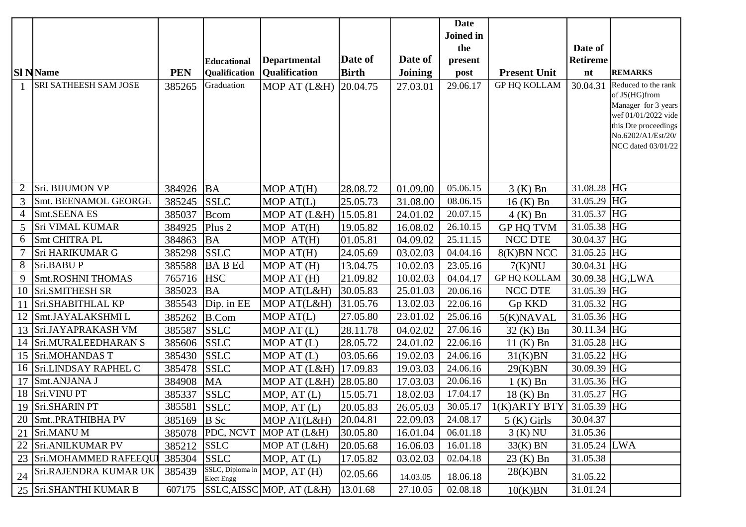| Sl N | Name | PEN | Educational Qualification | Departmental Qualification | Date of Birth | Date of Joining | Date Joined in the present post | Present Unit | Date of Retirement | REMARKS |
|---|---|---|---|---|---|---|---|---|---|---|
| 1 | SRI SATHEESH SAM JOSE | 385265 | Graduation | MOP AT (L&H) | 20.04.75 | 27.03.01 | 29.06.17 | GP HQ KOLLAM | 30.04.31 | Reduced to the rank of JS(HG)from Manager for 3 years wef 01/01/2022 vide this Dte proceedings No.6202/A1/Est/20/ NCC dated 03/01/22 |
| 2 | Sri. BIJUMON VP | 384926 | BA | MOP AT(H) | 28.08.72 | 01.09.00 | 05.06.15 | 3 (K) Bn | 31.08.28 | HG |
| 3 | Smt. BEENAMOL GEORGE | 385245 | SSLC | MOP AT(L) | 25.05.73 | 31.08.00 | 08.06.15 | 16 (K) Bn | 31.05.29 | HG |
| 4 | Smt.SEENA ES | 385037 | Bcom | MOP AT (L&H) | 15.05.81 | 24.01.02 | 20.07.15 | 4 (K) Bn | 31.05.37 | HG |
| 5 | Sri VIMAL KUMAR | 384925 | Plus 2 | MOP AT(H) | 19.05.82 | 16.08.02 | 26.10.15 | GP HQ TVM | 31.05.38 | HG |
| 6 | Smt CHITRA PL | 384863 | BA | MOP AT(H) | 01.05.81 | 04.09.02 | 25.11.15 | NCC DTE | 30.04.37 | HG |
| 7 | Sri HARIKUMAR G | 385298 | SSLC | MOP AT(H) | 24.05.69 | 03.02.03 | 04.04.16 | 8(K)BN NCC | 31.05.25 | HG |
| 8 | Sri.BABU P | 385588 | BA B Ed | MOP AT (H) | 13.04.75 | 10.02.03 | 23.05.16 | 7(K)NU | 30.04.31 | HG |
| 9 | Smt.ROSHNI THOMAS | 765716 | HSC | MOP AT (H) | 21.09.82 | 10.02.03 | 04.04.17 | GP HQ KOLLAM | 30.09.38 | HG,LWA |
| 10 | Sri.SMITHESH SR | 385023 | BA | MOP AT(L&H) | 30.05.83 | 25.01.03 | 20.06.16 | NCC DTE | 31.05.39 | HG |
| 11 | Sri.SHABITHLAL KP | 385543 | Dip. in EE | MOP AT(L&H) | 31.05.76 | 13.02.03 | 22.06.16 | Gp KKD | 31.05.32 | HG |
| 12 | Smt.JAYALAKSHMI L | 385262 | B.Com | MOP AT(L) | 27.05.80 | 23.01.02 | 25.06.16 | 5(K)NAVAL | 31.05.36 | HG |
| 13 | Sri.JAYAPRAKASH VM | 385587 | SSLC | MOP AT (L) | 28.11.78 | 04.02.02 | 27.06.16 | 32 (K) Bn | 30.11.34 | HG |
| 14 | Sri.MURALEEDHARAN S | 385606 | SSLC | MOP AT (L) | 28.05.72 | 24.01.02 | 22.06.16 | 11 (K) Bn | 31.05.28 | HG |
| 15 | Sri.MOHANDAS T | 385430 | SSLC | MOP AT (L) | 03.05.66 | 19.02.03 | 24.06.16 | 31(K)BN | 31.05.22 | HG |
| 16 | Sri.LINDSAY RAPHEL C | 385478 | SSLC | MOP AT (L&H) | 17.09.83 | 19.03.03 | 24.06.16 | 29(K)BN | 30.09.39 | HG |
| 17 | Smt.ANJANA J | 384908 | MA | MOP AT (L&H) | 28.05.80 | 17.03.03 | 20.06.16 | 1 (K) Bn | 31.05.36 | HG |
| 18 | Sri.VINU PT | 385337 | SSLC | MOP, AT (L) | 15.05.71 | 18.02.03 | 17.04.17 | 18 (K) Bn | 31.05.27 | HG |
| 19 | Sri.SHARIN PT | 385581 | SSLC | MOP, AT (L) | 20.05.83 | 26.05.03 | 30.05.17 | 1(K)ARTY BTY | 31.05.39 | HG |
| 20 | Smt..PRATHIBHA PV | 385169 | B Sc | MOP AT(L&H) | 20.04.81 | 22.09.03 | 24.08.17 | 5 (K) Girls | 30.04.37 | |
| 21 | Sri.MANU M | 385078 | PDC, NCVT | MOP AT (L&H) | 30.05.80 | 16.01.04 | 06.01.18 | 3 (K) NU | 31.05.36 | |
| 22 | Sri.ANILKUMAR PV | 385212 | SSLC | MOP AT (L&H) | 20.05.68 | 16.06.03 | 16.01.18 | 33(K) BN | 31.05.24 | LWA |
| 23 | Sri.MOHAMMED RAFEEQUI | 385304 | SSLC | MOP, AT (L) | 17.05.82 | 03.02.03 | 02.04.18 | 23 (K) Bn | 31.05.38 | |
| 24 | Sri.RAJENDRA KUMAR UK | 385439 | SSLC, Diploma in Elect Engg | MOP, AT (H) | 02.05.66 | 14.03.05 | 18.06.18 | 28(K)BN | 31.05.22 | |
| 25 | Sri.SHANTHI KUMAR B | 607175 | SSLC,AISSC | MOP, AT (L&H) | 13.01.68 | 27.10.05 | 02.08.18 | 10(K)BN | 31.01.24 | |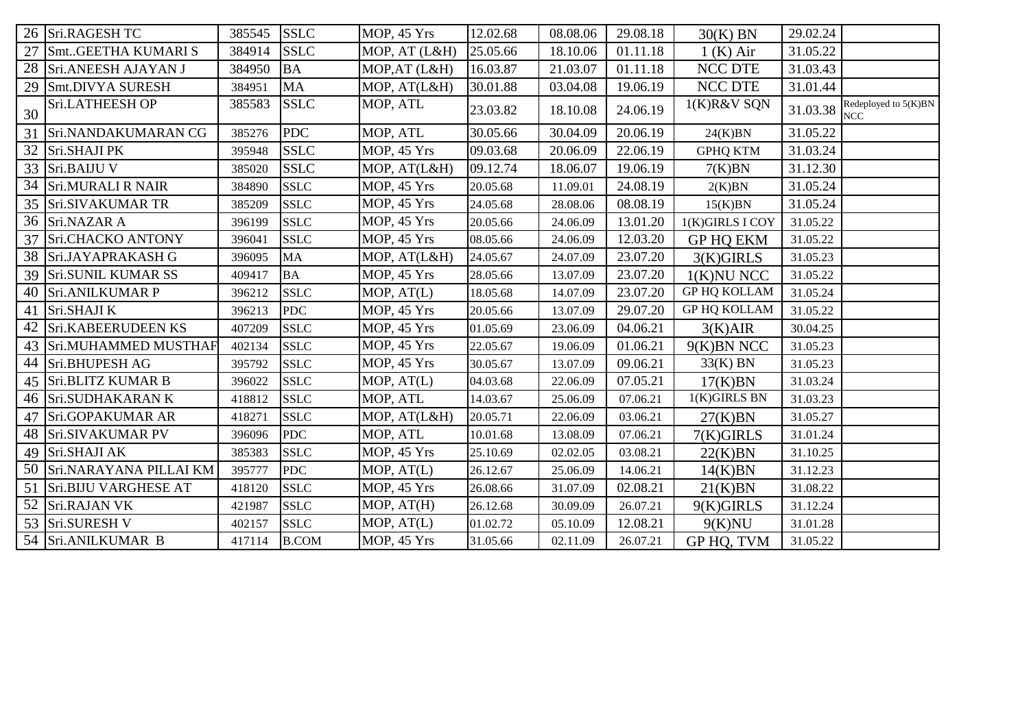| | | | | | | | | | | |
|---|---|---|---|---|---|---|---|---|---|---|
| 26 | Sri.RAGESH TC | 385545 | SSLC | MOP, 45 Yrs | 12.02.68 | 08.08.06 | 29.08.18 | 30(K) BN | 29.02.24 | |
| 27 | Smt..GEETHA KUMARI S | 384914 | SSLC | MOP, AT (L&H) | 25.05.66 | 18.10.06 | 01.11.18 | 1 (K) Air | 31.05.22 | |
| 28 | Sri.ANEESH AJAYAN J | 384950 | BA | MOP,AT (L&H) | 16.03.87 | 21.03.07 | 01.11.18 | NCC DTE | 31.03.43 | |
| 29 | Smt.DIVYA SURESH | 384951 | MA | MOP, AT(L&H) | 30.01.88 | 03.04.08 | 19.06.19 | NCC DTE | 31.01.44 | |
| 30 | Sri.LATHEESH OP | 385583 | SSLC | MOP, ATL | 23.03.82 | 18.10.08 | 24.06.19 | 1(K)R&V SQN | 31.03.38 | Redeployed to 5(K)BN NCC |
| 31 | Sri.NANDAKUMARAN CG | 385276 | PDC | MOP, ATL | 30.05.66 | 30.04.09 | 20.06.19 | 24(K)BN | 31.05.22 | |
| 32 | Sri.SHAJI PK | 395948 | SSLC | MOP, 45 Yrs | 09.03.68 | 20.06.09 | 22.06.19 | GPHQ KTM | 31.03.24 | |
| 33 | Sri.BAIJU V | 385020 | SSLC | MOP, AT(L&H) | 09.12.74 | 18.06.07 | 19.06.19 | 7(K)BN | 31.12.30 | |
| 34 | Sri.MURALI R NAIR | 384890 | SSLC | MOP, 45 Yrs | 20.05.68 | 11.09.01 | 24.08.19 | 2(K)BN | 31.05.24 | |
| 35 | Sri.SIVAKUMAR TR | 385209 | SSLC | MOP, 45 Yrs | 24.05.68 | 28.08.06 | 08.08.19 | 15(K)BN | 31.05.24 | |
| 36 | Sri.NAZAR A | 396199 | SSLC | MOP, 45 Yrs | 20.05.66 | 24.06.09 | 13.01.20 | 1(K)GIRLS I COY | 31.05.22 | |
| 37 | Sri.CHACKO ANTONY | 396041 | SSLC | MOP, 45 Yrs | 08.05.66 | 24.06.09 | 12.03.20 | GP HQ EKM | 31.05.22 | |
| 38 | Sri.JAYAPRAKASH G | 396095 | MA | MOP, AT(L&H) | 24.05.67 | 24.07.09 | 23.07.20 | 3(K)GIRLS | 31.05.23 | |
| 39 | Sri.SUNIL KUMAR SS | 409417 | BA | MOP, 45 Yrs | 28.05.66 | 13.07.09 | 23.07.20 | 1(K)NU NCC | 31.05.22 | |
| 40 | Sri.ANILKUMAR P | 396212 | SSLC | MOP, AT(L) | 18.05.68 | 14.07.09 | 23.07.20 | GP HQ KOLLAM | 31.05.24 | |
| 41 | Sri.SHAJI K | 396213 | PDC | MOP, 45 Yrs | 20.05.66 | 13.07.09 | 29.07.20 | GP HQ KOLLAM | 31.05.22 | |
| 42 | Sri.KABEERUDEEN KS | 407209 | SSLC | MOP, 45 Yrs | 01.05.69 | 23.06.09 | 04.06.21 | 3(K)AIR | 30.04.25 | |
| 43 | Sri.MUHAMMED MUSTHAF | 402134 | SSLC | MOP, 45 Yrs | 22.05.67 | 19.06.09 | 01.06.21 | 9(K)BN NCC | 31.05.23 | |
| 44 | Sri.BHUPESH AG | 395792 | SSLC | MOP, 45 Yrs | 30.05.67 | 13.07.09 | 09.06.21 | 33(K) BN | 31.05.23 | |
| 45 | Sri.BLITZ KUMAR B | 396022 | SSLC | MOP, AT(L) | 04.03.68 | 22.06.09 | 07.05.21 | 17(K)BN | 31.03.24 | |
| 46 | Sri.SUDHAKARAN K | 418812 | SSLC | MOP, ATL | 14.03.67 | 25.06.09 | 07.06.21 | 1(K)GIRLS BN | 31.03.23 | |
| 47 | Sri.GOPAKUMAR AR | 418271 | SSLC | MOP, AT(L&H) | 20.05.71 | 22.06.09 | 03.06.21 | 27(K)BN | 31.05.27 | |
| 48 | Sri.SIVAKUMAR PV | 396096 | PDC | MOP, ATL | 10.01.68 | 13.08.09 | 07.06.21 | 7(K)GIRLS | 31.01.24 | |
| 49 | Sri.SHAJI AK | 385383 | SSLC | MOP, 45 Yrs | 25.10.69 | 02.02.05 | 03.08.21 | 22(K)BN | 31.10.25 | |
| 50 | Sri.NARAYANA PILLAI KM | 395777 | PDC | MOP, AT(L) | 26.12.67 | 25.06.09 | 14.06.21 | 14(K)BN | 31.12.23 | |
| 51 | Sri.BIJU VARGHESE AT | 418120 | SSLC | MOP, 45 Yrs | 26.08.66 | 31.07.09 | 02.08.21 | 21(K)BN | 31.08.22 | |
| 52 | Sri.RAJAN VK | 421987 | SSLC | MOP, AT(H) | 26.12.68 | 30.09.09 | 26.07.21 | 9(K)GIRLS | 31.12.24 | |
| 53 | Sri.SURESH V | 402157 | SSLC | MOP, AT(L) | 01.02.72 | 05.10.09 | 12.08.21 | 9(K)NU | 31.01.28 | |
| 54 | Sri.ANILKUMAR B | 417114 | B.COM | MOP, 45 Yrs | 31.05.66 | 02.11.09 | 26.07.21 | GP HQ, TVM | 31.05.22 | |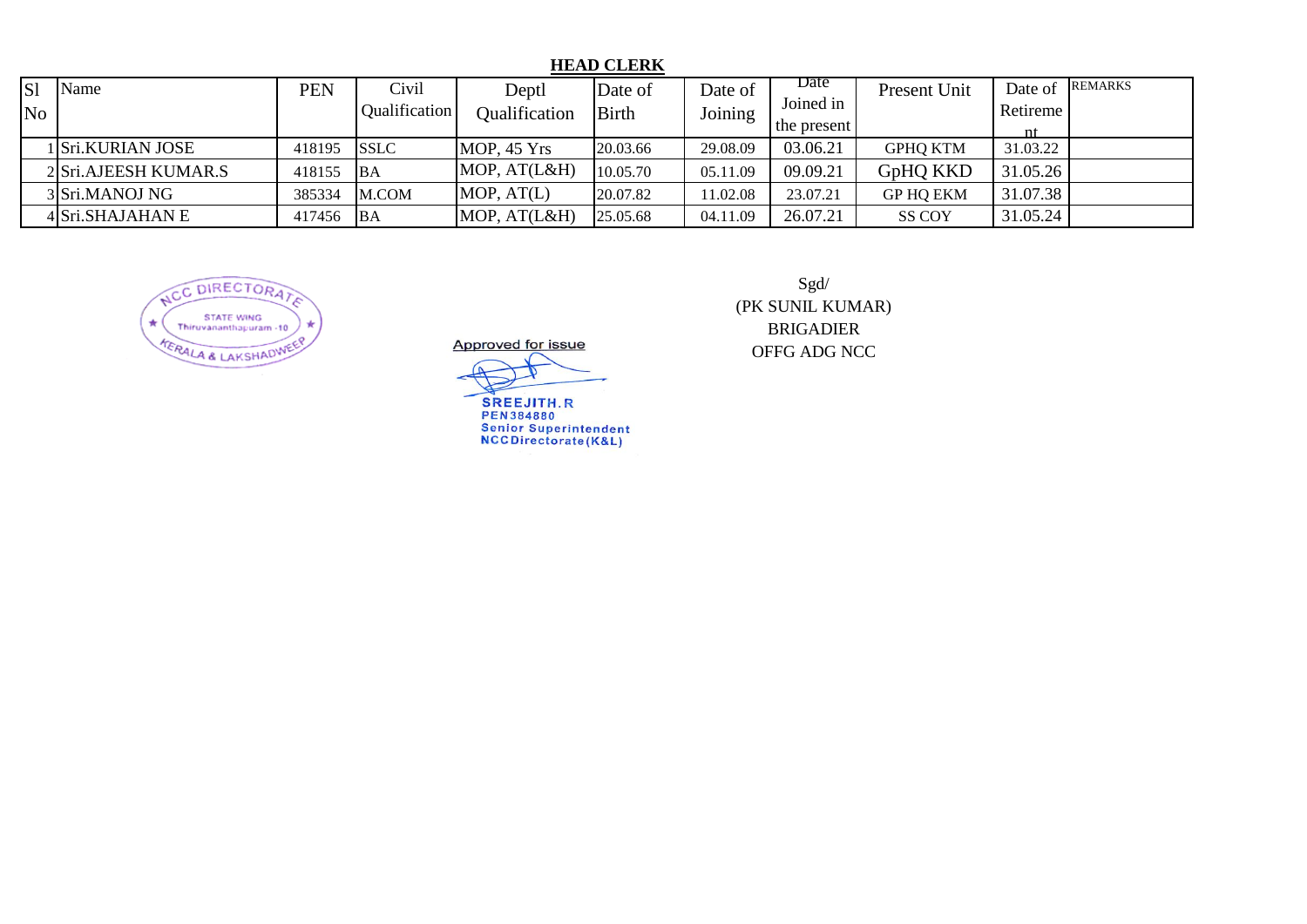## HEAD CLERK

| Sl No | Name | PEN | Civil Qualification | Deptl Qualification | Date of Birth | Date of Joining | Date Joined in the present | Present Unit | Date of Retirement | REMARKS |
|---|---|---|---|---|---|---|---|---|---|---|
| 1 | Sri.KURIAN JOSE | 418195 | SSLC | MOP, 45 Yrs | 20.03.66 | 29.08.09 | 03.06.21 | GPHQ KTM | 31.03.22 | |
| 2 | Sri.AJEESH KUMAR.S | 418155 | BA | MOP, AT(L&H) | 10.05.70 | 05.11.09 | 09.09.21 | GpHQ KKD | 31.05.26 | |
| 3 | Sri.MANOJ NG | 385334 | M.COM | MOP, AT(L) | 20.07.82 | 11.02.08 | 23.07.21 | GP HQ EKM | 31.07.38 | |
| 4 | Sri.SHAJAHAN E | 417456 | BA | MOP, AT(L&H) | 25.05.68 | 04.11.09 | 26.07.21 | SS COY | 31.05.24 | |

NCC DIRECTORATE
STATE WING
Thiruvananthapuram -10
KERALA & LAKSHADWEEP

Approved for issue

SREEJITH.R
PEN384880
Senior Superintendent
NCC Directorate (K&L)

Sgd/
(PK SUNIL KUMAR)
BRIGADIER
OFFG ADG NCC